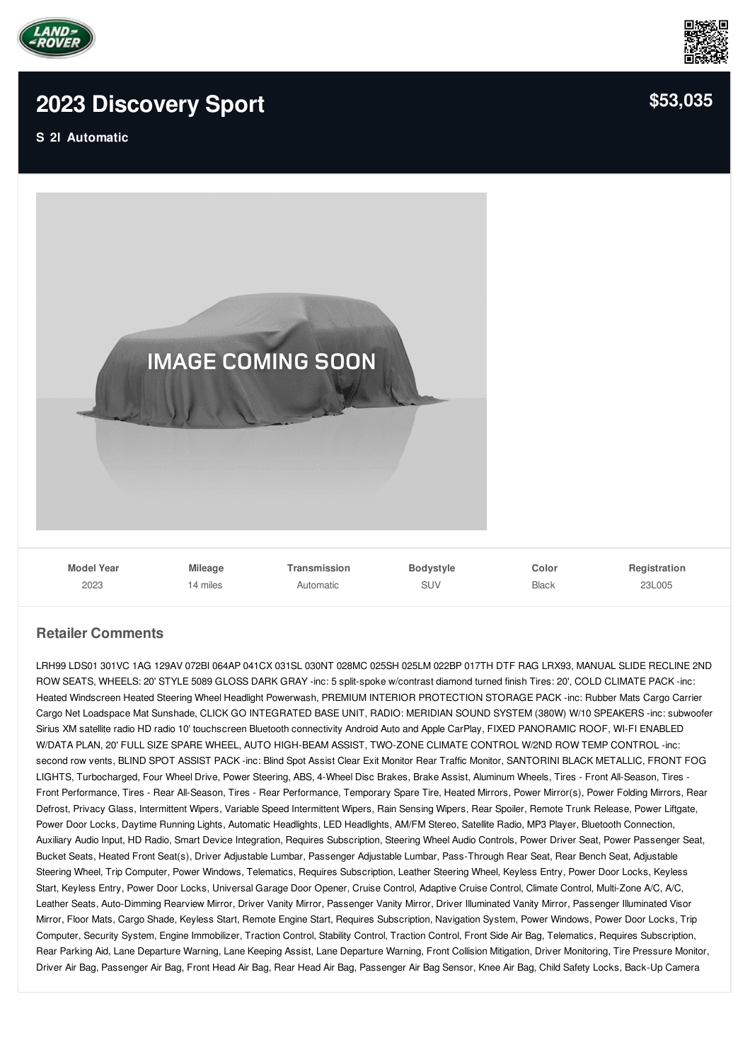# 2023 Discovery Sport

**S 2l Automatic**

**$53,035**

| Model Year | Mileage | Transmission | Bodystyle | Color | Registration |
|---|---|---|---|---|---|
| 2023 | 14 miles | Automatic | SUV | Black | 23L005 |

## Retailer Comments

LRH99 LDS01 301VC 1AG 129AV 072BI 064AP 041CX 031SL 030NT 028MC 025SH 025LM 022BP 017TH DTF RAG LRX93, MANUAL SLIDE RECLINE 2ND ROW SEATS, WHEELS: 20' STYLE 5089 GLOSS DARK GRAY -inc: 5 split-spoke w/contrast diamond turned finish Tires: 20', COLD CLIMATE PACK -inc: Heated Windscreen Heated Steering Wheel Headlight Powerwash, PREMIUM INTERIOR PROTECTION STORAGE PACK -inc: Rubber Mats Cargo Carrier Cargo Net Loadspace Mat Sunshade, CLICK GO INTEGRATED BASE UNIT, RADIO: MERIDIAN SOUND SYSTEM (380W) W/10 SPEAKERS -inc: subwoofer Sirius XM satellite radio HD radio 10' touchscreen Bluetooth connectivity Android Auto and Apple CarPlay, FIXED PANORAMIC ROOF, WI-FI ENABLED W/DATA PLAN, 20' FULL SIZE SPARE WHEEL, AUTO HIGH-BEAM ASSIST, TWO-ZONE CLIMATE CONTROL W/2ND ROW TEMP CONTROL -inc: second row vents, BLIND SPOT ASSIST PACK -inc: Blind Spot Assist Clear Exit Monitor Rear Traffic Monitor, SANTORINI BLACK METALLIC, FRONT FOG LIGHTS, Turbocharged, Four Wheel Drive, Power Steering, ABS, 4-Wheel Disc Brakes, Brake Assist, Aluminum Wheels, Tires - Front All-Season, Tires - Front Performance, Tires - Rear All-Season, Tires - Rear Performance, Temporary Spare Tire, Heated Mirrors, Power Mirror(s), Power Folding Mirrors, Rear Defrost, Privacy Glass, Intermittent Wipers, Variable Speed Intermittent Wipers, Rain Sensing Wipers, Rear Spoiler, Remote Trunk Release, Power Liftgate, Power Door Locks, Daytime Running Lights, Automatic Headlights, LED Headlights, AM/FM Stereo, Satellite Radio, MP3 Player, Bluetooth Connection, Auxiliary Audio Input, HD Radio, Smart Device Integration, Requires Subscription, Steering Wheel Audio Controls, Power Driver Seat, Power Passenger Seat, Bucket Seats, Heated Front Seat(s), Driver Adjustable Lumbar, Passenger Adjustable Lumbar, Pass-Through Rear Seat, Rear Bench Seat, Adjustable Steering Wheel, Trip Computer, Power Windows, Telematics, Requires Subscription, Leather Steering Wheel, Keyless Entry, Power Door Locks, Keyless Start, Keyless Entry, Power Door Locks, Universal Garage Door Opener, Cruise Control, Adaptive Cruise Control, Climate Control, Multi-Zone A/C, A/C, Leather Seats, Auto-Dimming Rearview Mirror, Driver Vanity Mirror, Passenger Vanity Mirror, Driver Illuminated Vanity Mirror, Passenger Illuminated Visor Mirror, Floor Mats, Cargo Shade, Keyless Start, Remote Engine Start, Requires Subscription, Navigation System, Power Windows, Power Door Locks, Trip Computer, Security System, Engine Immobilizer, Traction Control, Stability Control, Traction Control, Front Side Air Bag, Telematics, Requires Subscription, Rear Parking Aid, Lane Departure Warning, Lane Keeping Assist, Lane Departure Warning, Front Collision Mitigation, Driver Monitoring, Tire Pressure Monitor, Driver Air Bag, Passenger Air Bag, Front Head Air Bag, Rear Head Air Bag, Passenger Air Bag Sensor, Knee Air Bag, Child Safety Locks, Back-Up Camera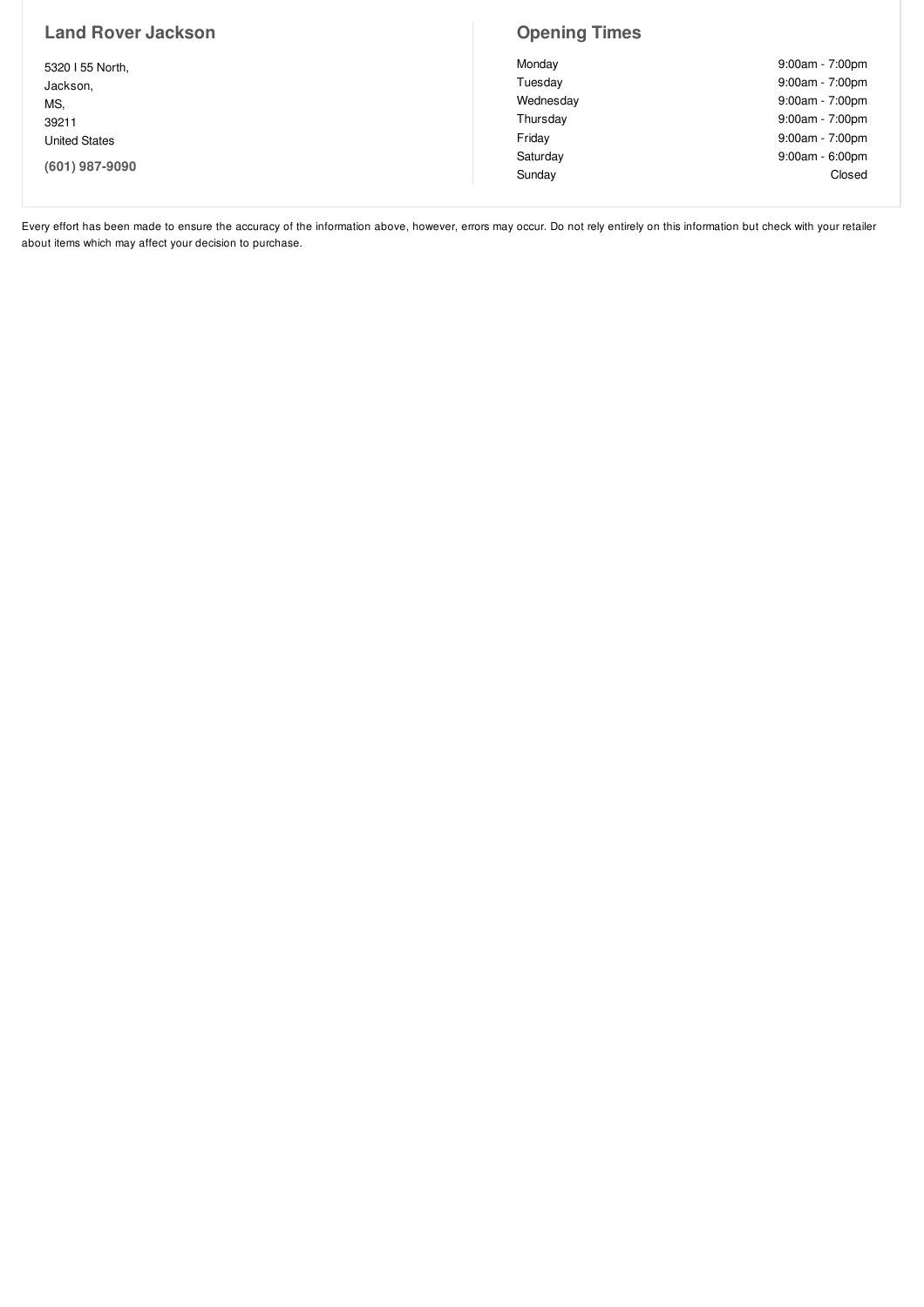## Land Rover Jackson

5320 I 55 North,
Jackson,
MS,
39211
United States

**(601) 987-9090**

## Opening Times

| | |
|---|---|
| Monday | 9:00am - 7:00pm |
| Tuesday | 9:00am - 7:00pm |
| Wednesday | 9:00am - 7:00pm |
| Thursday | 9:00am - 7:00pm |
| Friday | 9:00am - 7:00pm |
| Saturday | 9:00am - 6:00pm |
| Sunday | Closed |

Every effort has been made to ensure the accuracy of the information above, however, errors may occur. Do not rely entirely on this information but check with your retailer about items which may affect your decision to purchase.